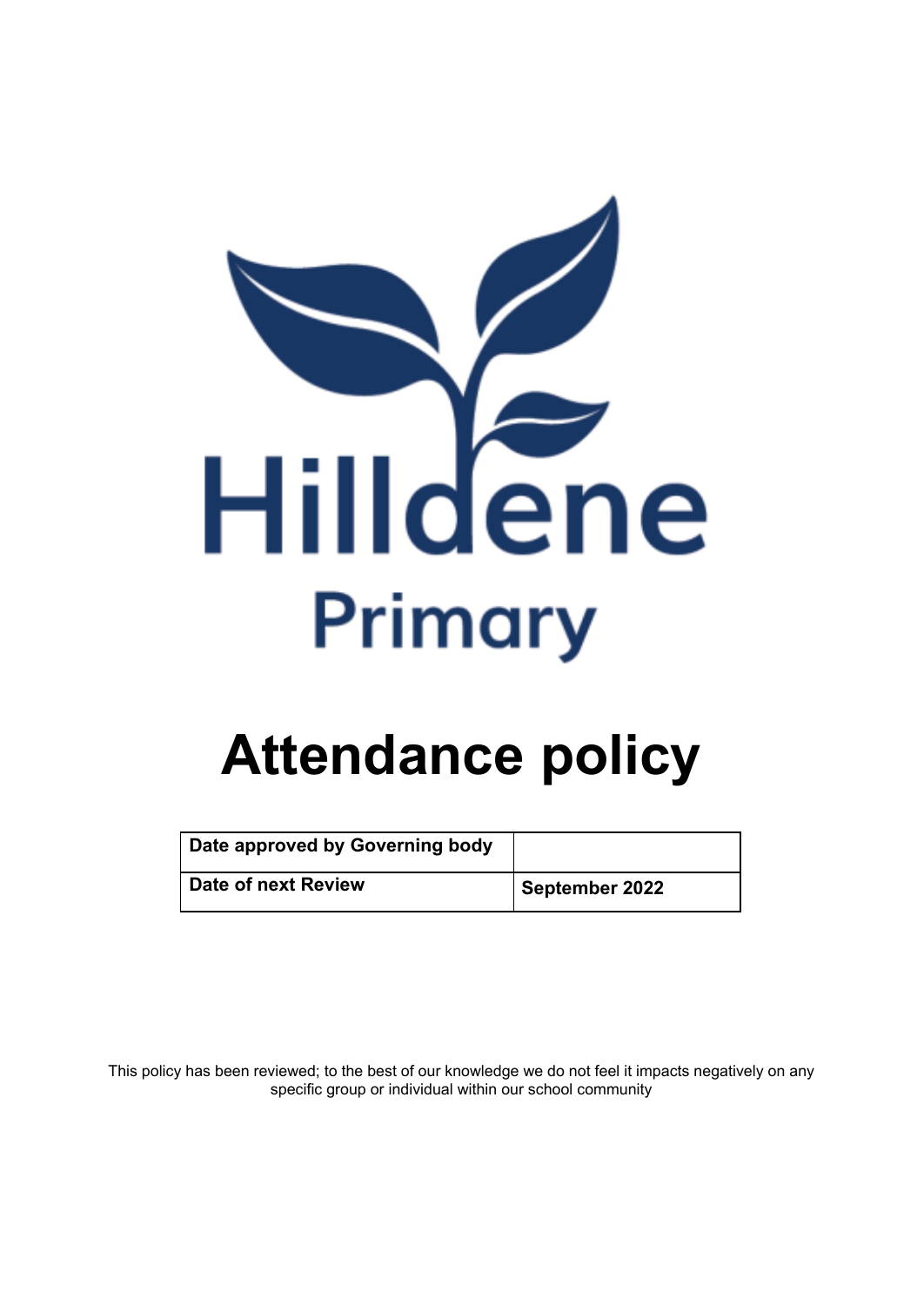Hilldene

Primary

# Attendance policy

| Date approved by Governing body | |
|---|---|
| Date of next Review | September 2022 |

This policy has been reviewed; to the best of our knowledge we do not feel it impacts negatively on any specific group or individual within our school community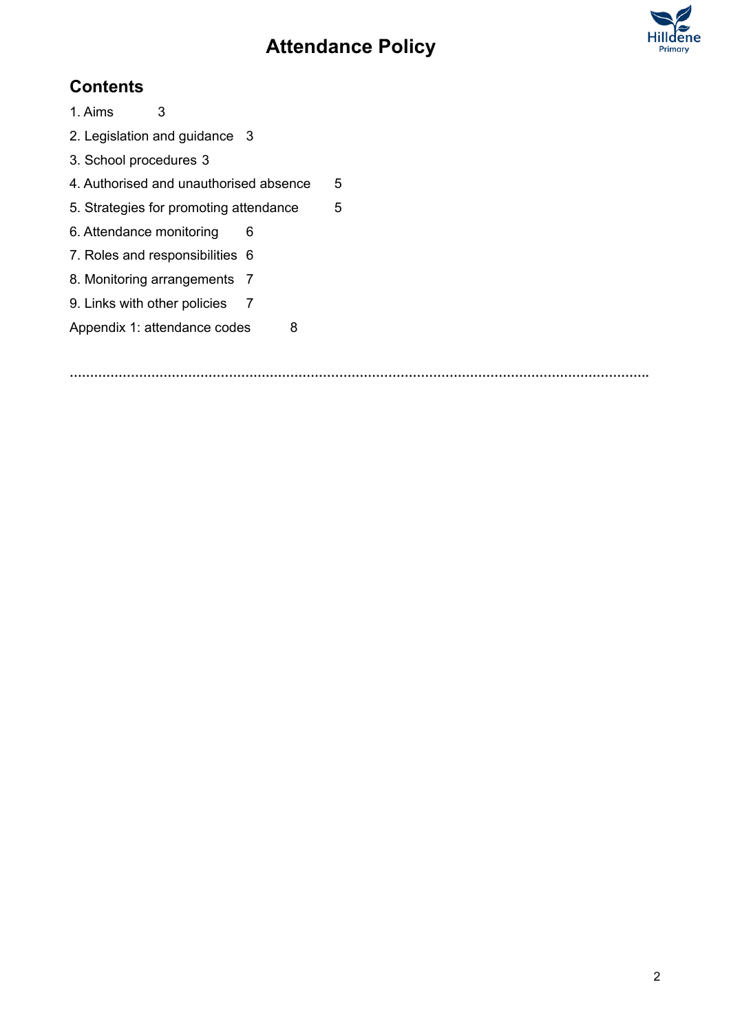# Attendance Policy

## Contents

1. Aims 3
2. Legislation and guidance 3
3. School procedures 3
4. Authorised and unauthorised absence 5
5. Strategies for promoting attendance 5
6. Attendance monitoring 6
7. Roles and responsibilities 6
8. Monitoring arrangements 7
9. Links with other policies 7

Appendix 1: attendance codes 8

…………………………………………………………………………………………………………………………………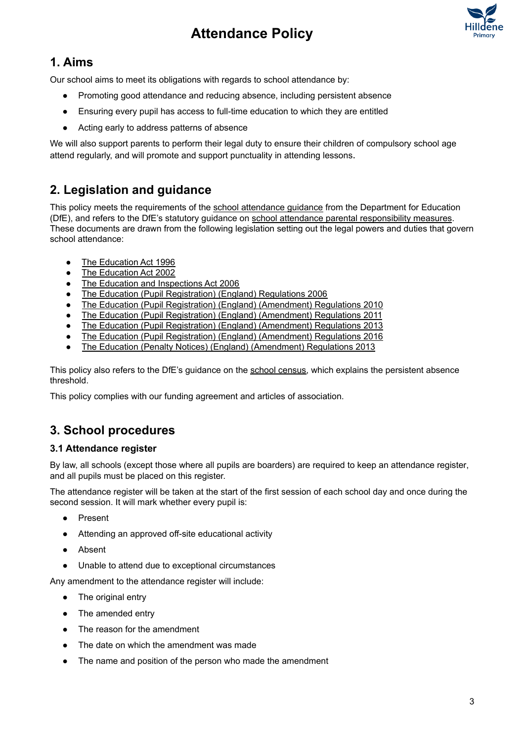# Attendance Policy

## 1. Aims

Our school aims to meet its obligations with regards to school attendance by:

- Promoting good attendance and reducing absence, including persistent absence
- Ensuring every pupil has access to full-time education to which they are entitled
- Acting early to address patterns of absence

We will also support parents to perform their legal duty to ensure their children of compulsory school age attend regularly, and will promote and support punctuality in attending lessons.

## 2. Legislation and guidance

This policy meets the requirements of the school attendance guidance from the Department for Education (DfE), and refers to the DfE's statutory guidance on school attendance parental responsibility measures. These documents are drawn from the following legislation setting out the legal powers and duties that govern school attendance:

- The Education Act 1996
- The Education Act 2002
- The Education and Inspections Act 2006
- The Education (Pupil Registration) (England) Regulations 2006
- The Education (Pupil Registration) (England) (Amendment) Regulations 2010
- The Education (Pupil Registration) (England) (Amendment) Regulations 2011
- The Education (Pupil Registration) (England) (Amendment) Regulations 2013
- The Education (Pupil Registration) (England) (Amendment) Regulations 2016
- The Education (Penalty Notices) (England) (Amendment) Regulations 2013

This policy also refers to the DfE's guidance on the school census, which explains the persistent absence threshold.

This policy complies with our funding agreement and articles of association.

## 3. School procedures

### 3.1 Attendance register

By law, all schools (except those where all pupils are boarders) are required to keep an attendance register, and all pupils must be placed on this register.

The attendance register will be taken at the start of the first session of each school day and once during the second session. It will mark whether every pupil is:

- Present
- Attending an approved off-site educational activity
- Absent
- Unable to attend due to exceptional circumstances

Any amendment to the attendance register will include:

- The original entry
- The amended entry
- The reason for the amendment
- The date on which the amendment was made
- The name and position of the person who made the amendment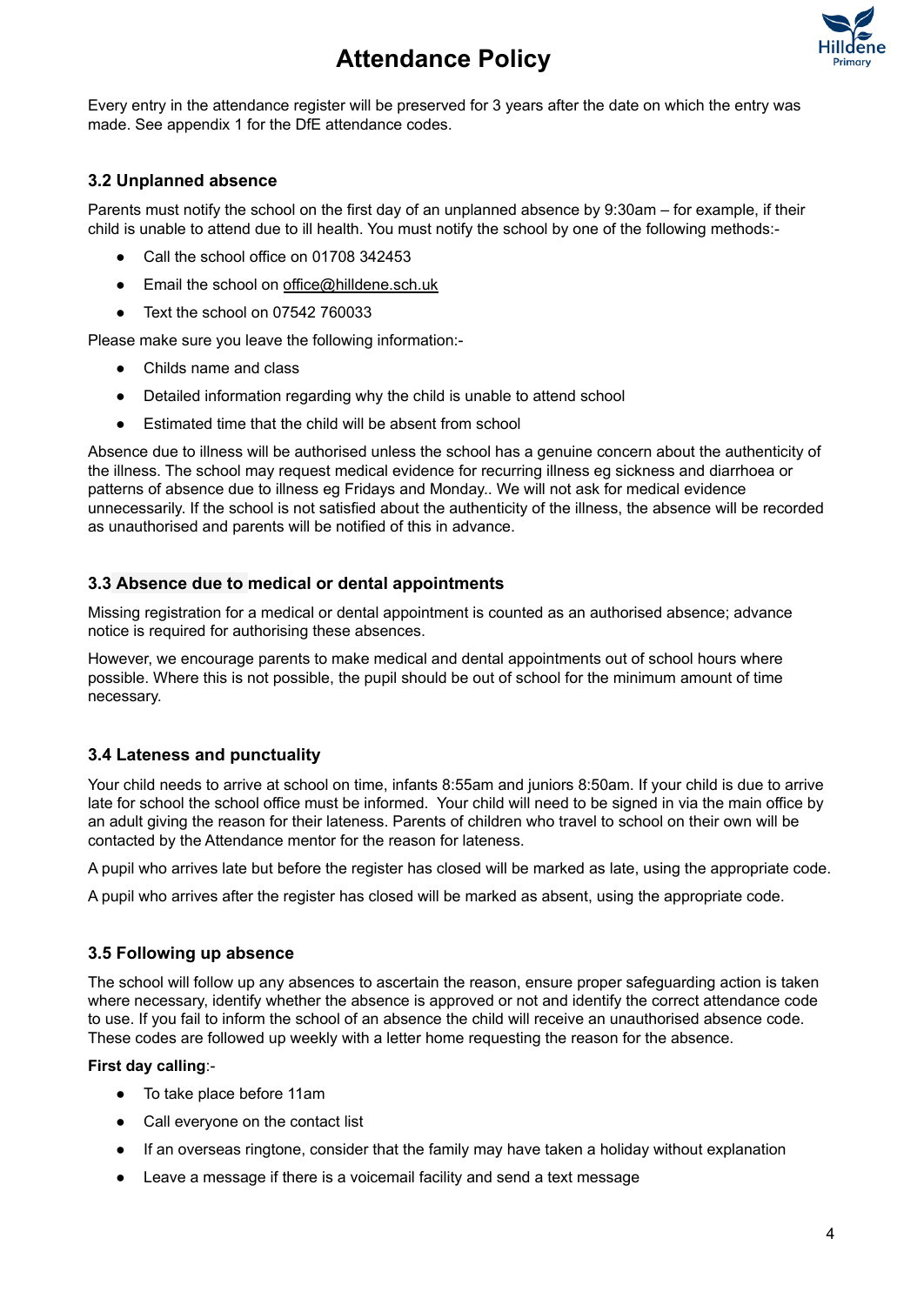Every entry in the attendance register will be preserved for 3 years after the date on which the entry was made. See appendix 1 for the DfE attendance codes.

### 3.2 Unplanned absence

Parents must notify the school on the first day of an unplanned absence by 9:30am – for example, if their child is unable to attend due to ill health. You must notify the school by one of the following methods:-

- Call the school office on 01708 342453
- Email the school on office@hilldene.sch.uk
- Text the school on 07542 760033

Please make sure you leave the following information:-

- Childs name and class
- Detailed information regarding why the child is unable to attend school
- Estimated time that the child will be absent from school

Absence due to illness will be authorised unless the school has a genuine concern about the authenticity of the illness. The school may request medical evidence for recurring illness eg sickness and diarrhoea or patterns of absence due to illness eg Fridays and Monday.. We will not ask for medical evidence unnecessarily. If the school is not satisfied about the authenticity of the illness, the absence will be recorded as unauthorised and parents will be notified of this in advance.

### 3.3 Absence due to medical or dental appointments

Missing registration for a medical or dental appointment is counted as an authorised absence; advance notice is required for authorising these absences.

However, we encourage parents to make medical and dental appointments out of school hours where possible. Where this is not possible, the pupil should be out of school for the minimum amount of time necessary.

### 3.4 Lateness and punctuality

Your child needs to arrive at school on time, infants 8:55am and juniors 8:50am. If your child is due to arrive late for school the school office must be informed. Your child will need to be signed in via the main office by an adult giving the reason for their lateness. Parents of children who travel to school on their own will be contacted by the Attendance mentor for the reason for lateness.

A pupil who arrives late but before the register has closed will be marked as late, using the appropriate code.

A pupil who arrives after the register has closed will be marked as absent, using the appropriate code.

### 3.5 Following up absence

The school will follow up any absences to ascertain the reason, ensure proper safeguarding action is taken where necessary, identify whether the absence is approved or not and identify the correct attendance code to use. If you fail to inform the school of an absence the child will receive an unauthorised absence code. These codes are followed up weekly with a letter home requesting the reason for the absence.

**First day calling**:-

- To take place before 11am
- Call everyone on the contact list
- If an overseas ringtone, consider that the family may have taken a holiday without explanation
- Leave a message if there is a voicemail facility and send a text message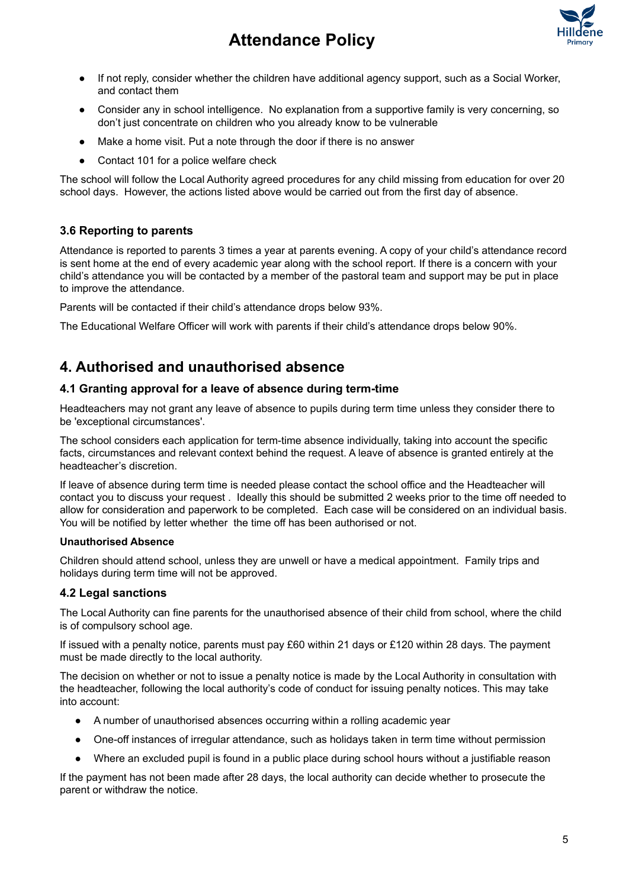- If not reply, consider whether the children have additional agency support, such as a Social Worker, and contact them
- Consider any in school intelligence. No explanation from a supportive family is very concerning, so don't just concentrate on children who you already know to be vulnerable
- Make a home visit. Put a note through the door if there is no answer
- Contact 101 for a police welfare check

The school will follow the Local Authority agreed procedures for any child missing from education for over 20 school days. However, the actions listed above would be carried out from the first day of absence.

### 3.6 Reporting to parents

Attendance is reported to parents 3 times a year at parents evening. A copy of your child's attendance record is sent home at the end of every academic year along with the school report. If there is a concern with your child's attendance you will be contacted by a member of the pastoral team and support may be put in place to improve the attendance.

Parents will be contacted if their child's attendance drops below 93%.

The Educational Welfare Officer will work with parents if their child's attendance drops below 90%.

## 4. Authorised and unauthorised absence

### 4.1 Granting approval for a leave of absence during term-time

Headteachers may not grant any leave of absence to pupils during term time unless they consider there to be 'exceptional circumstances'.

The school considers each application for term-time absence individually, taking into account the specific facts, circumstances and relevant context behind the request. A leave of absence is granted entirely at the headteacher's discretion.

If leave of absence during term time is needed please contact the school office and the Headteacher will contact you to discuss your request . Ideally this should be submitted 2 weeks prior to the time off needed to allow for consideration and paperwork to be completed. Each case will be considered on an individual basis. You will be notified by letter whether the time off has been authorised or not.

**Unauthorised Absence**

Children should attend school, unless they are unwell or have a medical appointment. Family trips and holidays during term time will not be approved.

### 4.2 Legal sanctions

The Local Authority can fine parents for the unauthorised absence of their child from school, where the child is of compulsory school age.

If issued with a penalty notice, parents must pay £60 within 21 days or £120 within 28 days. The payment must be made directly to the local authority.

The decision on whether or not to issue a penalty notice is made by the Local Authority in consultation with the headteacher, following the local authority's code of conduct for issuing penalty notices. This may take into account:

- A number of unauthorised absences occurring within a rolling academic year
- One-off instances of irregular attendance, such as holidays taken in term time without permission
- Where an excluded pupil is found in a public place during school hours without a justifiable reason

If the payment has not been made after 28 days, the local authority can decide whether to prosecute the parent or withdraw the notice.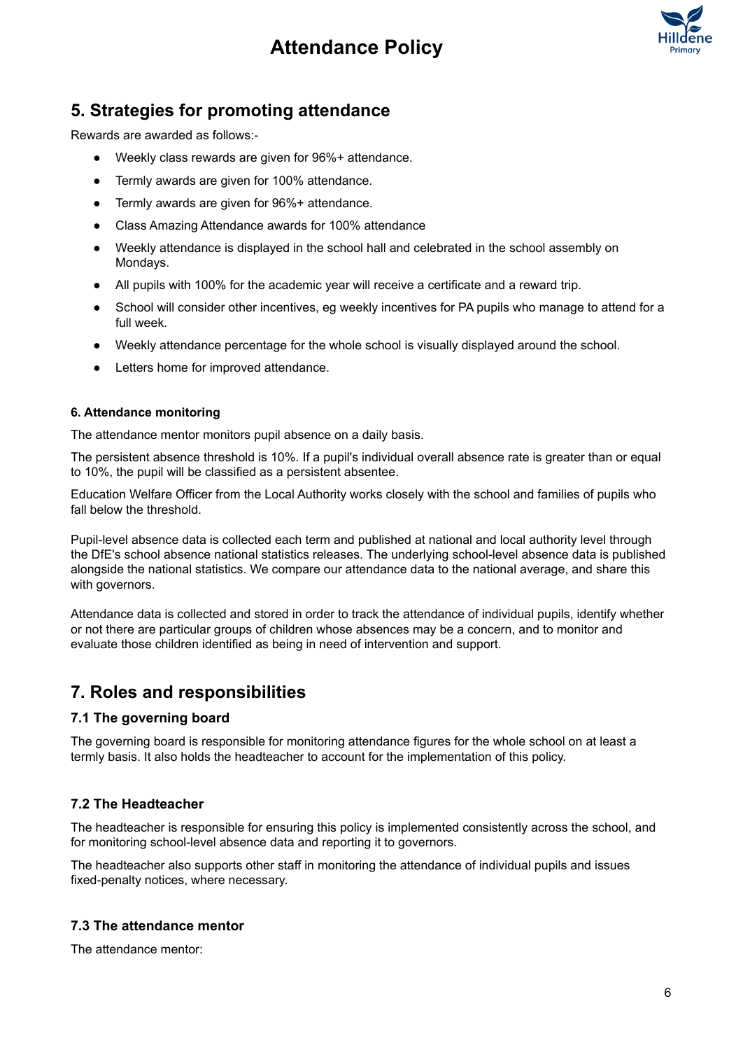## 5. Strategies for promoting attendance

Rewards are awarded as follows:-

- Weekly class rewards are given for 96%+ attendance.
- Termly awards are given for 100% attendance.
- Termly awards are given for 96%+ attendance.
- Class Amazing Attendance awards for 100% attendance
- Weekly attendance is displayed in the school hall and celebrated in the school assembly on Mondays.
- All pupils with 100% for the academic year will receive a certificate and a reward trip.
- School will consider other incentives, eg weekly incentives for PA pupils who manage to attend for a full week.
- Weekly attendance percentage for the whole school is visually displayed around the school.
- Letters home for improved attendance.

#### 6. Attendance monitoring

The attendance mentor monitors pupil absence on a daily basis.

The persistent absence threshold is 10%. If a pupil's individual overall absence rate is greater than or equal to 10%, the pupil will be classified as a persistent absentee.

Education Welfare Officer from the Local Authority works closely with the school and families of pupils who fall below the threshold.

Pupil-level absence data is collected each term and published at national and local authority level through the DfE's school absence national statistics releases. The underlying school-level absence data is published alongside the national statistics. We compare our attendance data to the national average, and share this with governors.

Attendance data is collected and stored in order to track the attendance of individual pupils, identify whether or not there are particular groups of children whose absences may be a concern, and to monitor and evaluate those children identified as being in need of intervention and support.

## 7. Roles and responsibilities

### 7.1 The governing board

The governing board is responsible for monitoring attendance figures for the whole school on at least a termly basis. It also holds the headteacher to account for the implementation of this policy.

### 7.2 The Headteacher

The headteacher is responsible for ensuring this policy is implemented consistently across the school, and for monitoring school-level absence data and reporting it to governors.

The headteacher also supports other staff in monitoring the attendance of individual pupils and issues fixed-penalty notices, where necessary.

### 7.3 The attendance mentor

The attendance mentor: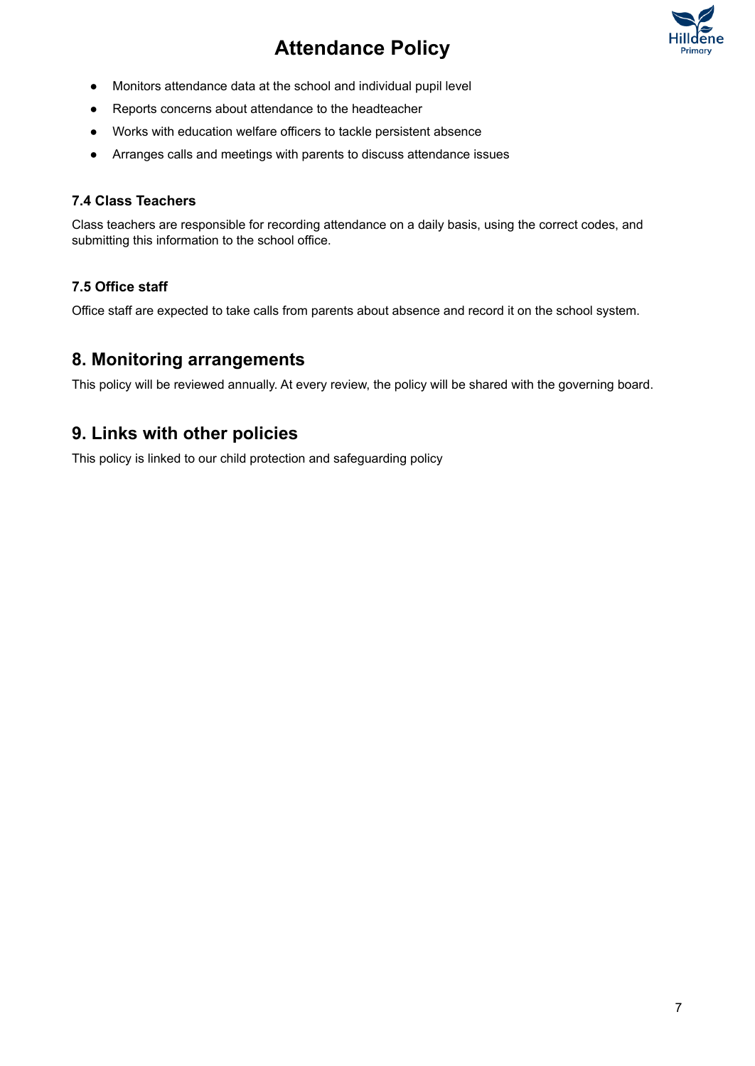- Monitors attendance data at the school and individual pupil level
- Reports concerns about attendance to the headteacher
- Works with education welfare officers to tackle persistent absence
- Arranges calls and meetings with parents to discuss attendance issues

### 7.4 Class Teachers

Class teachers are responsible for recording attendance on a daily basis, using the correct codes, and submitting this information to the school office.

### 7.5 Office staff

Office staff are expected to take calls from parents about absence and record it on the school system.

## 8. Monitoring arrangements

This policy will be reviewed annually. At every review, the policy will be shared with the governing board.

## 9. Links with other policies

This policy is linked to our child protection and safeguarding policy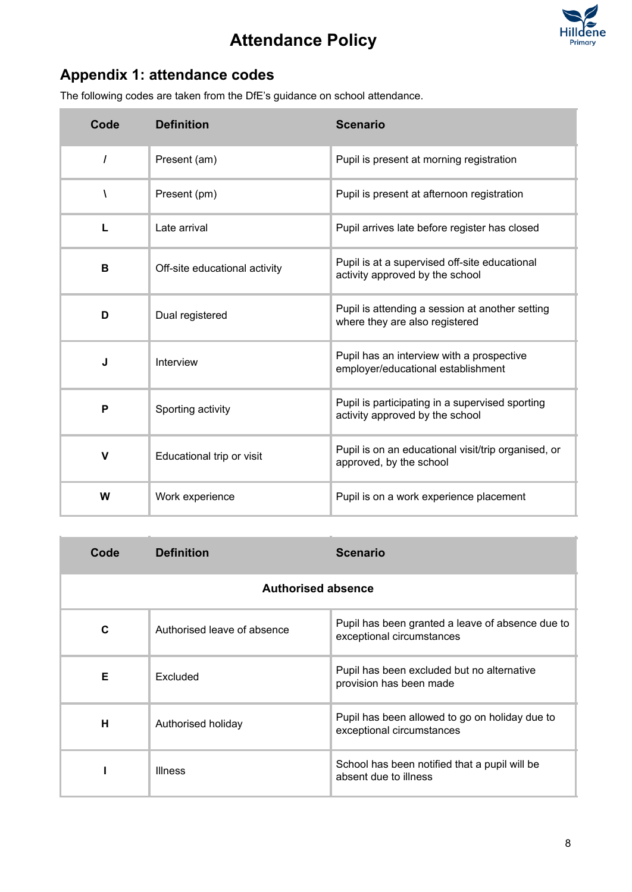# Attendance Policy

## Appendix 1: attendance codes

The following codes are taken from the DfE's guidance on school attendance.

| Code | Definition | Scenario |
|---|---|---|
| **/** | Present (am) | Pupil is present at morning registration |
| **\** | Present (pm) | Pupil is present at afternoon registration |
| **L** | Late arrival | Pupil arrives late before register has closed |
| **B** | Off-site educational activity | Pupil is at a supervised off-site educational activity approved by the school |
| **D** | Dual registered | Pupil is attending a session at another setting where they are also registered |
| **J** | Interview | Pupil has an interview with a prospective employer/educational establishment |
| **P** | Sporting activity | Pupil is participating in a supervised sporting activity approved by the school |
| **V** | Educational trip or visit | Pupil is on an educational visit/trip organised, or approved, by the school |
| **W** | Work experience | Pupil is on a work experience placement |

| Code | Definition | Scenario |
|---|---|---|
| **Authorised absence** | | |
| **C** | Authorised leave of absence | Pupil has been granted a leave of absence due to exceptional circumstances |
| **E** | Excluded | Pupil has been excluded but no alternative provision has been made |
| **H** | Authorised holiday | Pupil has been allowed to go on holiday due to exceptional circumstances |
| **I** | Illness | School has been notified that a pupil will be absent due to illness |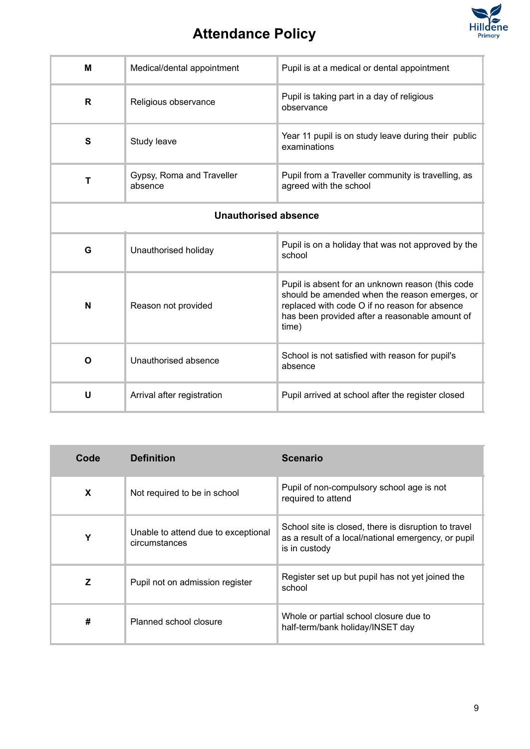# Attendance Policy

| | | |
|---|---|---|
| **M** | Medical/dental appointment | Pupil is at a medical or dental appointment |
| **R** | Religious observance | Pupil is taking part in a day of religious observance |
| **S** | Study leave | Year 11 pupil is on study leave during their public examinations |
| **T** | Gypsy, Roma and Traveller absence | Pupil from a Traveller community is travelling, as agreed with the school |
| **Unauthorised absence** | | |
| **G** | Unauthorised holiday | Pupil is on a holiday that was not approved by the school |
| **N** | Reason not provided | Pupil is absent for an unknown reason (this code should be amended when the reason emerges, or replaced with code O if no reason for absence has been provided after a reasonable amount of time) |
| **O** | Unauthorised absence | School is not satisfied with reason for pupil's absence |
| **U** | Arrival after registration | Pupil arrived at school after the register closed |

| Code | Definition | Scenario |
|---|---|---|
| **X** | Not required to be in school | Pupil of non-compulsory school age is not required to attend |
| **Y** | Unable to attend due to exceptional circumstances | School site is closed, there is disruption to travel as a result of a local/national emergency, or pupil is in custody |
| **Z** | Pupil not on admission register | Register set up but pupil has not yet joined the school |
| **#** | Planned school closure | Whole or partial school closure due to half-term/bank holiday/INSET day |